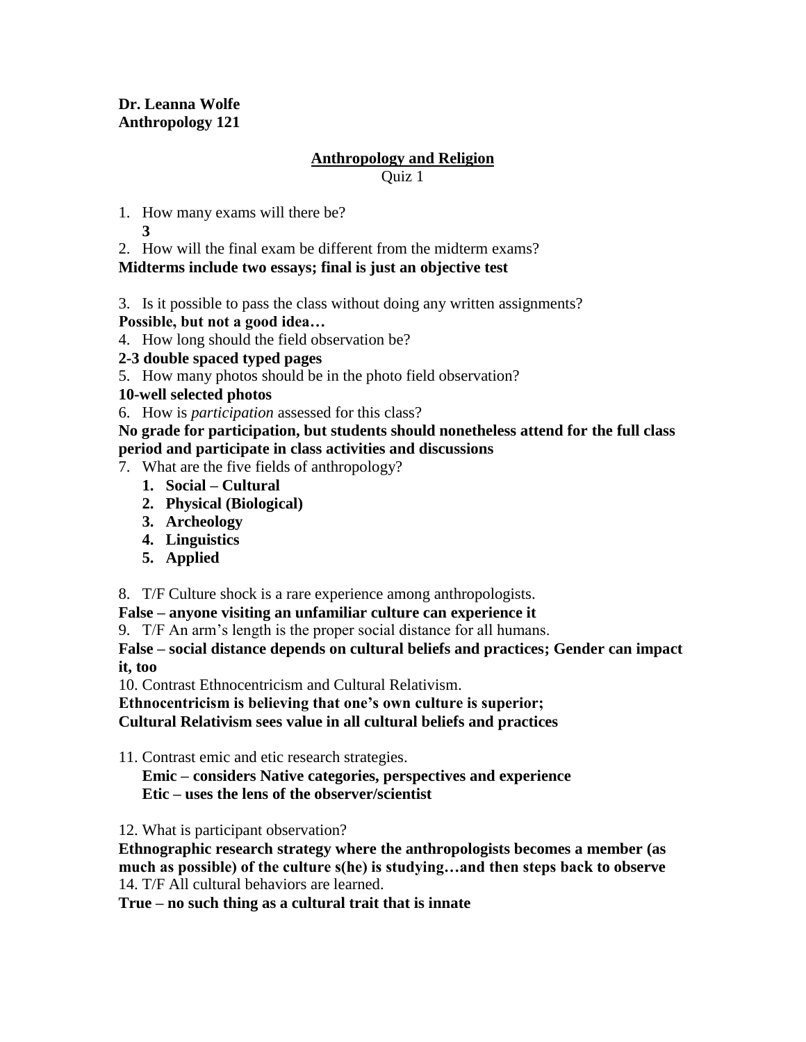**Dr. Leanna Wolfe**
**Anthropology 121**

## Anthropology and Religion

Quiz 1

1. How many exams will there be?
   **3**
2. How will the final exam be different from the midterm exams?

**Midterms include two essays; final is just an objective test**

3. Is it possible to pass the class without doing any written assignments?

**Possible, but not a good idea…**

4. How long should the field observation be?

**2-3 double spaced typed pages**

5. How many photos should be in the photo field observation?

**10-well selected photos**

6. How is *participation* assessed for this class?

**No grade for participation, but students should nonetheless attend for the full class period and participate in class activities and discussions**

7. What are the five fields of anthropology?
   1. **Social – Cultural**
   2. **Physical (Biological)**
   3. **Archeology**
   4. **Linguistics**
   5. **Applied**

8. T/F Culture shock is a rare experience among anthropologists.

**False – anyone visiting an unfamiliar culture can experience it**

9. T/F An arm's length is the proper social distance for all humans.

**False – social distance depends on cultural beliefs and practices; Gender can impact it, too**

10. Contrast Ethnocentricism and Cultural Relativism.

**Ethnocentricism is believing that one's own culture is superior;**
**Cultural Relativism sees value in all cultural beliefs and practices**

11. Contrast emic and etic research strategies.
    **Emic – considers Native categories, perspectives and experience**
    **Etic – uses the lens of the observer/scientist**

12. What is participant observation?

**Ethnographic research strategy where the anthropologists becomes a member (as much as possible) of the culture s(he) is studying…and then steps back to observe**

14. T/F All cultural behaviors are learned.

**True – no such thing as a cultural trait that is innate**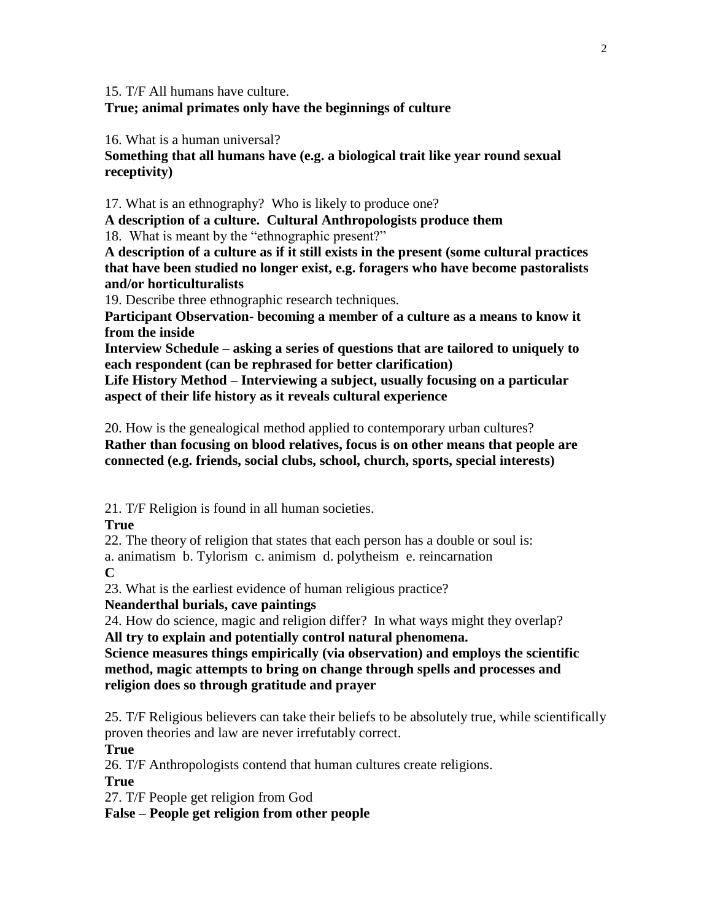15. T/F All humans have culture.
**True; animal primates only have the beginnings of culture**

16. What is a human universal?
**Something that all humans have (e.g. a biological trait like year round sexual receptivity)**

17. What is an ethnography? Who is likely to produce one?
**A description of a culture. Cultural Anthropologists produce them**

18. What is meant by the "ethnographic present?"
**A description of a culture as if it still exists in the present (some cultural practices that have been studied no longer exist, e.g. foragers who have become pastoralists and/or horticulturalists**

19. Describe three ethnographic research techniques.
**Participant Observation- becoming a member of a culture as a means to know it from the inside**
**Interview Schedule – asking a series of questions that are tailored to uniquely to each respondent (can be rephrased for better clarification)**
**Life History Method – Interviewing a subject, usually focusing on a particular aspect of their life history as it reveals cultural experience**

20. How is the genealogical method applied to contemporary urban cultures?
**Rather than focusing on blood relatives, focus is on other means that people are connected (e.g. friends, social clubs, school, church, sports, special interests)**

21. T/F Religion is found in all human societies.
**True**

22. The theory of religion that states that each person has a double or soul is:
a. animatism b. Tylorism c. animism d. polytheism e. reincarnation
**C**

23. What is the earliest evidence of human religious practice?
**Neanderthal burials, cave paintings**

24. How do science, magic and religion differ? In what ways might they overlap?
**All try to explain and potentially control natural phenomena.**
**Science measures things empirically (via observation) and employs the scientific method, magic attempts to bring on change through spells and processes and religion does so through gratitude and prayer**

25. T/F Religious believers can take their beliefs to be absolutely true, while scientifically proven theories and law are never irrefutably correct.
**True**

26. T/F Anthropologists contend that human cultures create religions.
**True**

27. T/F People get religion from God
**False – People get religion from other people**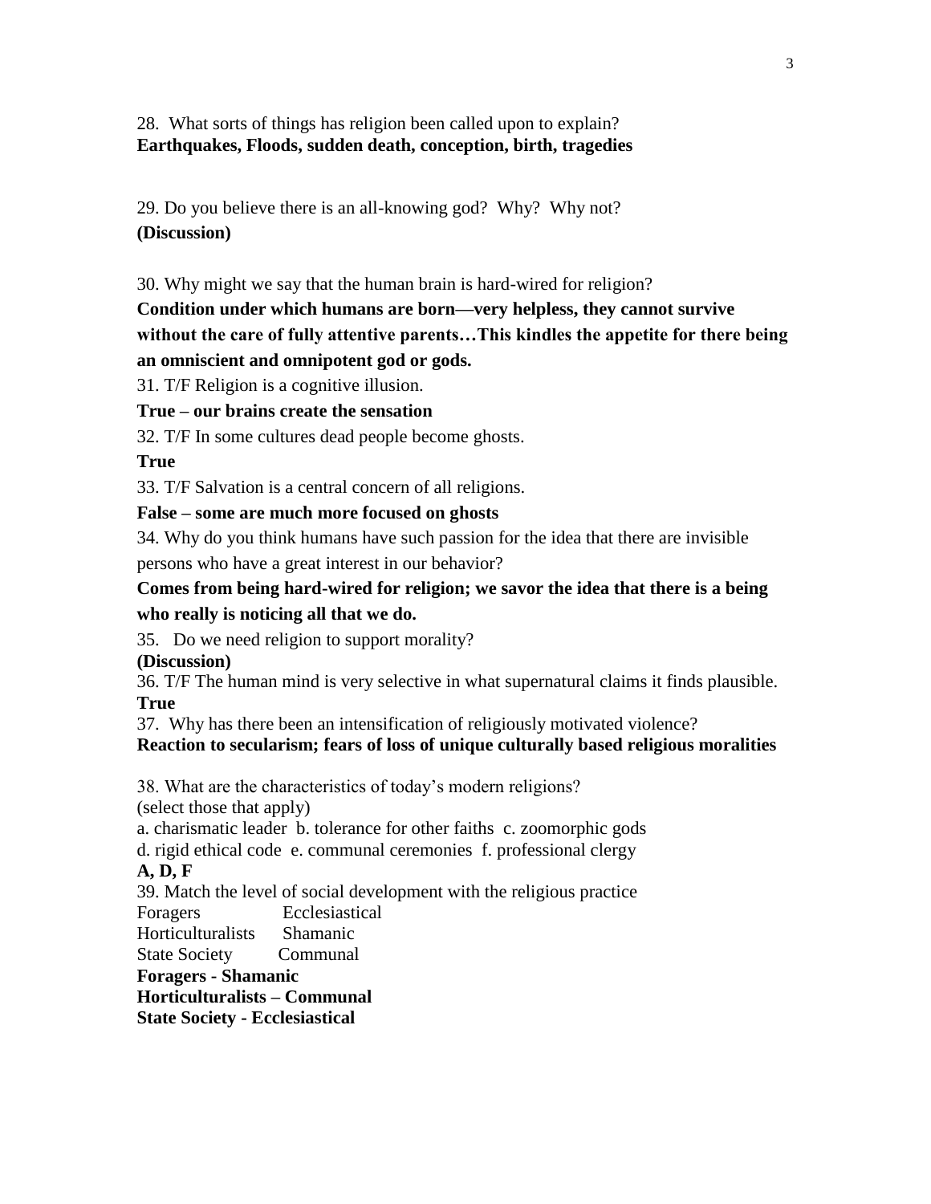28. What sorts of things has religion been called upon to explain?
**Earthquakes, Floods, sudden death, conception, birth, tragedies**

29. Do you believe there is an all-knowing god? Why? Why not?
**(Discussion)**

30. Why might we say that the human brain is hard-wired for religion?
**Condition under which humans are born—very helpless, they cannot survive without the care of fully attentive parents…This kindles the appetite for there being an omniscient and omnipotent god or gods.**

31. T/F Religion is a cognitive illusion.
**True – our brains create the sensation**

32. T/F In some cultures dead people become ghosts.
**True**

33. T/F Salvation is a central concern of all religions.
**False – some are much more focused on ghosts**

34. Why do you think humans have such passion for the idea that there are invisible persons who have a great interest in our behavior?
**Comes from being hard-wired for religion; we savor the idea that there is a being who really is noticing all that we do.**

35. Do we need religion to support morality?
**(Discussion)**

36. T/F The human mind is very selective in what supernatural claims it finds plausible.
**True**

37. Why has there been an intensification of religiously motivated violence?
**Reaction to secularism; fears of loss of unique culturally based religious moralities**

38. What are the characteristics of today's modern religions?
(select those that apply)
a. charismatic leader b. tolerance for other faiths c. zoomorphic gods
d. rigid ethical code e. communal ceremonies f. professional clergy
**A, D, F**

39. Match the level of social development with the religious practice

Foragers Ecclesiastical
Horticulturalists Shamanic
State Society Communal

**Foragers - Shamanic**
**Horticulturalists – Communal**
**State Society - Ecclesiastical**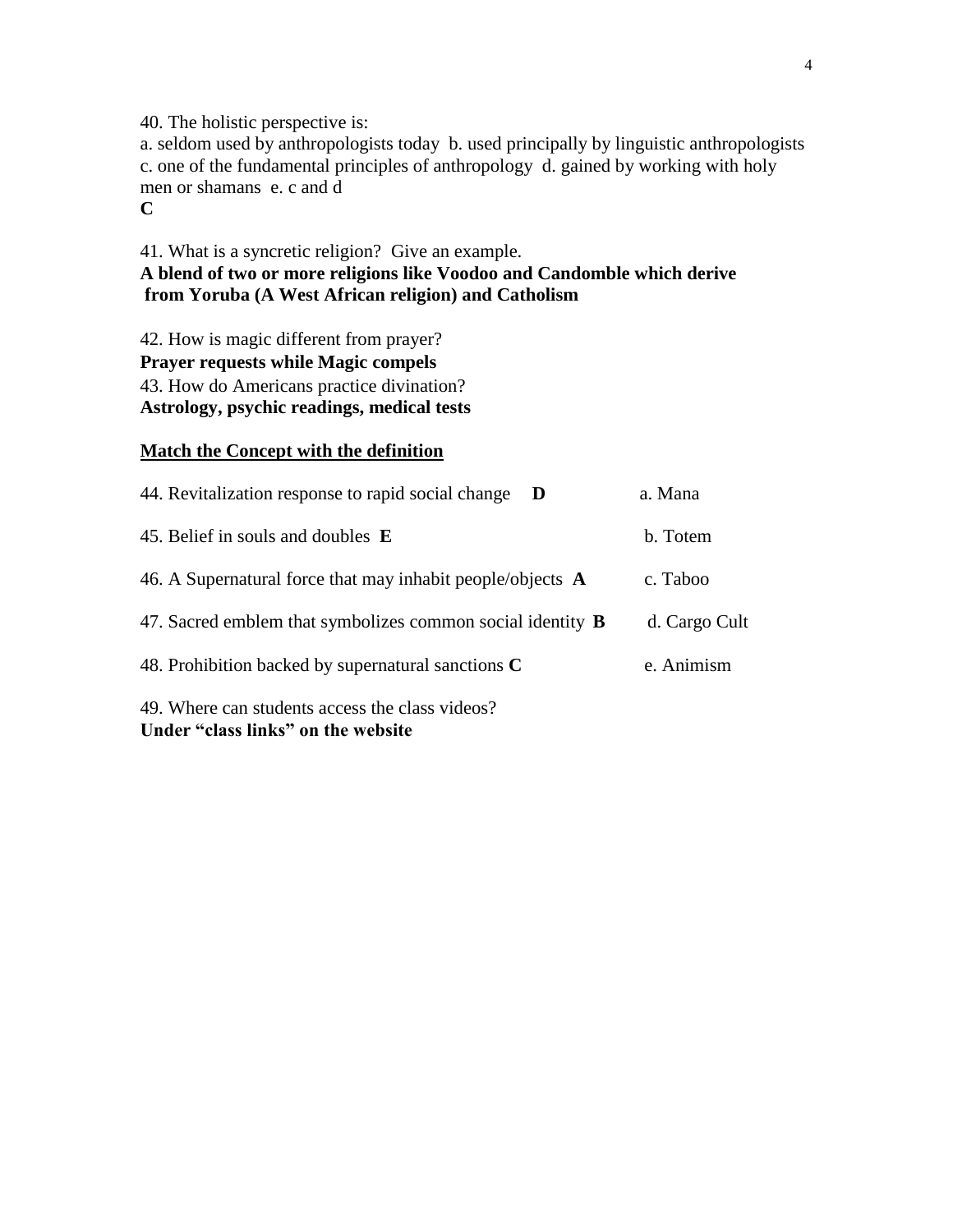40. The holistic perspective is:
a. seldom used by anthropologists today b. used principally by linguistic anthropologists c. one of the fundamental principles of anthropology d. gained by working with holy men or shamans e. c and d
**C**

41. What is a syncretic religion? Give an example.
**A blend of two or more religions like Voodoo and Candomble which derive from Yoruba (A West African religion) and Catholism**

42. How is magic different from prayer?
**Prayer requests while Magic compels**

43. How do Americans practice divination?
**Astrology, psychic readings, medical tests**

**Match the Concept with the definition**

| | |
|---|---|
| 44. Revitalization response to rapid social change **D** | a. Mana |
| 45. Belief in souls and doubles **E** | b. Totem |
| 46. A Supernatural force that may inhabit people/objects **A** | c. Taboo |
| 47. Sacred emblem that symbolizes common social identity **B** | d. Cargo Cult |
| 48. Prohibition backed by supernatural sanctions **C** | e. Animism |

49. Where can students access the class videos?
**Under "class links" on the website**